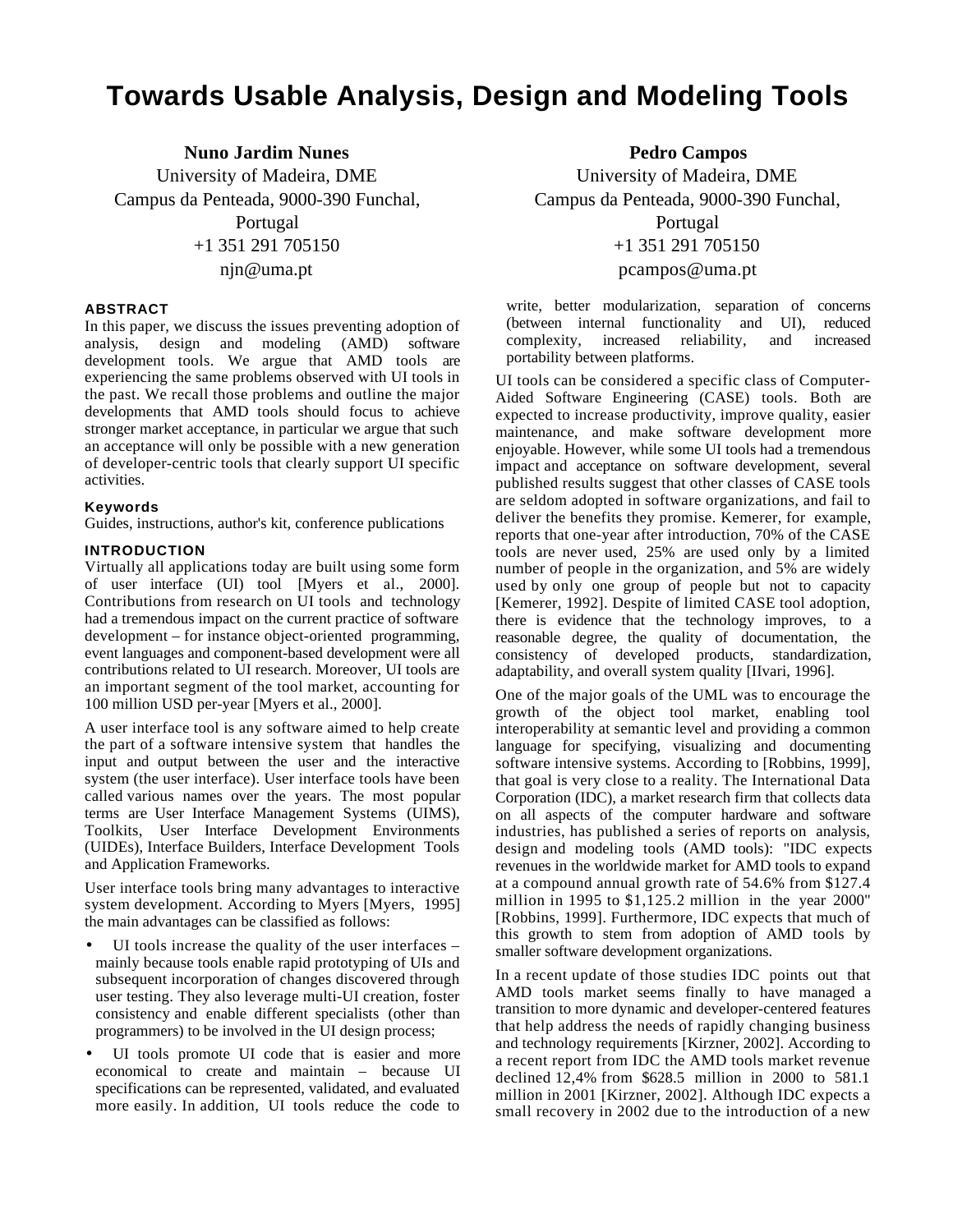# Towards Usable Analysis, Design and Modeling Tools

**Nuno Jardim Nunes**
University of Madeira, DME
Campus da Penteada, 9000-390 Funchal, Portugal
+1 351 291 705150
njn@uma.pt

**Pedro Campos**
University of Madeira, DME
Campus da Penteada, 9000-390 Funchal, Portugal
+1 351 291 705150
pcampos@uma.pt

## ABSTRACT

In this paper, we discuss the issues preventing adoption of analysis, design and modeling (AMD) software development tools. We argue that AMD tools are experiencing the same problems observed with UI tools in the past. We recall those problems and outline the major developments that AMD tools should focus to achieve stronger market acceptance, in particular we argue that such an acceptance will only be possible with a new generation of developer-centric tools that clearly support UI specific activities.

### Keywords

Guides, instructions, author's kit, conference publications

## INTRODUCTION

Virtually all applications today are built using some form of user interface (UI) tool [Myers et al., 2000]. Contributions from research on UI tools and technology had a tremendous impact on the current practice of software development – for instance object-oriented programming, event languages and component-based development were all contributions related to UI research. Moreover, UI tools are an important segment of the tool market, accounting for 100 million USD per-year [Myers et al., 2000].

A user interface tool is any software aimed to help create the part of a software intensive system that handles the input and output between the user and the interactive system (the user interface). User interface tools have been called various names over the years. The most popular terms are User Interface Management Systems (UIMS), Toolkits, User Interface Development Environments (UIDEs), Interface Builders, Interface Development Tools and Application Frameworks.

User interface tools bring many advantages to interactive system development. According to Myers [Myers, 1995] the main advantages can be classified as follows:

- UI tools increase the quality of the user interfaces – mainly because tools enable rapid prototyping of UIs and subsequent incorporation of changes discovered through user testing. They also leverage multi-UI creation, foster consistency and enable different specialists (other than programmers) to be involved in the UI design process;
- UI tools promote UI code that is easier and more economical to create and maintain – because UI specifications can be represented, validated, and evaluated more easily. In addition, UI tools reduce the code to write, better modularization, separation of concerns (between internal functionality and UI), reduced complexity, increased reliability, and increased portability between platforms.

UI tools can be considered a specific class of Computer-Aided Software Engineering (CASE) tools. Both are expected to increase productivity, improve quality, easier maintenance, and make software development more enjoyable. However, while some UI tools had a tremendous impact and acceptance on software development, several published results suggest that other classes of CASE tools are seldom adopted in software organizations, and fail to deliver the benefits they promise. Kemerer, for example, reports that one-year after introduction, 70% of the CASE tools are never used, 25% are used only by a limited number of people in the organization, and 5% are widely used by only one group of people but not to capacity [Kemerer, 1992]. Despite of limited CASE tool adoption, there is evidence that the technology improves, to a reasonable degree, the quality of documentation, the consistency of developed products, standardization, adaptability, and overall system quality [IIvari, 1996].

One of the major goals of the UML was to encourage the growth of the object tool market, enabling tool interoperability at semantic level and providing a common language for specifying, visualizing and documenting software intensive systems. According to [Robbins, 1999], that goal is very close to a reality. The International Data Corporation (IDC), a market research firm that collects data on all aspects of the computer hardware and software industries, has published a series of reports on analysis, design and modeling tools (AMD tools): "IDC expects revenues in the worldwide market for AMD tools to expand at a compound annual growth rate of 54.6% from $127.4 million in 1995 to $1,125.2 million in the year 2000" [Robbins, 1999]. Furthermore, IDC expects that much of this growth to stem from adoption of AMD tools by smaller software development organizations.

In a recent update of those studies IDC points out that AMD tools market seems finally to have managed a transition to more dynamic and developer-centered features that help address the needs of rapidly changing business and technology requirements [Kirzner, 2002]. According to a recent report from IDC the AMD tools market revenue declined 12,4% from $628.5 million in 2000 to 581.1 million in 2001 [Kirzner, 2002]. Although IDC expects a small recovery in 2002 due to the introduction of a new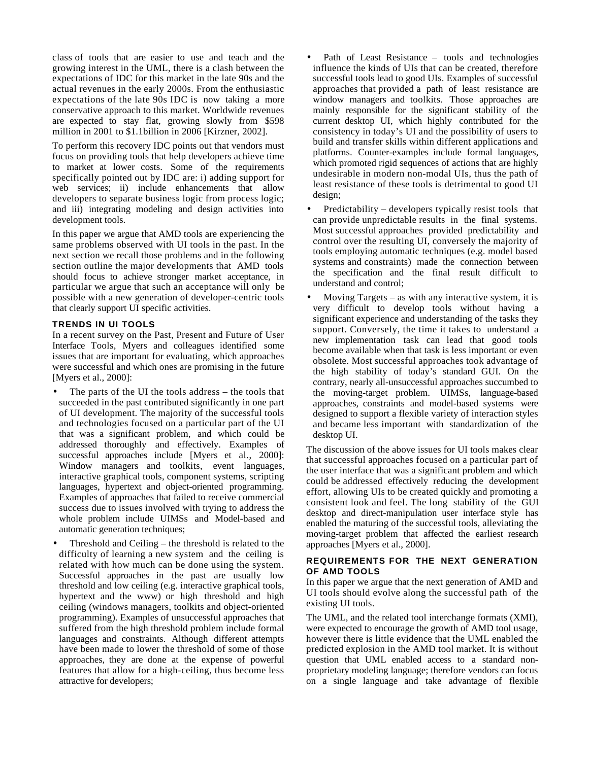class of tools that are easier to use and teach and the growing interest in the UML, there is a clash between the expectations of IDC for this market in the late 90s and the actual revenues in the early 2000s. From the enthusiastic expectations of the late 90s IDC is now taking a more conservative approach to this market. Worldwide revenues are expected to stay flat, growing slowly from $598 million in 2001 to $1.1billion in 2006 [Kirzner, 2002].

To perform this recovery IDC points out that vendors must focus on providing tools that help developers achieve time to market at lower costs. Some of the requirements specifically pointed out by IDC are: i) adding support for web services; ii) include enhancements that allow developers to separate business logic from process logic; and iii) integrating modeling and design activities into development tools.

In this paper we argue that AMD tools are experiencing the same problems observed with UI tools in the past. In the next section we recall those problems and in the following section outline the major developments that AMD tools should focus to achieve stronger market acceptance, in particular we argue that such an acceptance will only be possible with a new generation of developer-centric tools that clearly support UI specific activities.

## TRENDS IN UI TOOLS

In a recent survey on the Past, Present and Future of User Interface Tools, Myers and colleagues identified some issues that are important for evaluating, which approaches were successful and which ones are promising in the future [Myers et al., 2000]:

- The parts of the UI the tools address – the tools that succeeded in the past contributed significantly in one part of UI development. The majority of the successful tools and technologies focused on a particular part of the UI that was a significant problem, and which could be addressed thoroughly and effectively. Examples of successful approaches include [Myers et al., 2000]: Window managers and toolkits, event languages, interactive graphical tools, component systems, scripting languages, hypertext and object-oriented programming. Examples of approaches that failed to receive commercial success due to issues involved with trying to address the whole problem include UIMSs and Model-based and automatic generation techniques;
- Threshold and Ceiling – the threshold is related to the difficulty of learning a new system and the ceiling is related with how much can be done using the system. Successful approaches in the past are usually low threshold and low ceiling (e.g. interactive graphical tools, hypertext and the www) or high threshold and high ceiling (windows managers, toolkits and object-oriented programming). Examples of unsuccessful approaches that suffered from the high threshold problem include formal languages and constraints. Although different attempts have been made to lower the threshold of some of those approaches, they are done at the expense of powerful features that allow for a high-ceiling, thus become less attractive for developers;
- Path of Least Resistance – tools and technologies influence the kinds of UIs that can be created, therefore successful tools lead to good UIs. Examples of successful approaches that provided a path of least resistance are window managers and toolkits. Those approaches are mainly responsible for the significant stability of the current desktop UI, which highly contributed for the consistency in today's UI and the possibility of users to build and transfer skills within different applications and platforms. Counter-examples include formal languages, which promoted rigid sequences of actions that are highly undesirable in modern non-modal UIs, thus the path of least resistance of these tools is detrimental to good UI design;
- Predictability – developers typically resist tools that can provide unpredictable results in the final systems. Most successful approaches provided predictability and control over the resulting UI, conversely the majority of tools employing automatic techniques (e.g. model based systems and constraints) made the connection between the specification and the final result difficult to understand and control;
- Moving Targets – as with any interactive system, it is very difficult to develop tools without having a significant experience and understanding of the tasks they support. Conversely, the time it takes to understand a new implementation task can lead that good tools become available when that task is less important or even obsolete. Most successful approaches took advantage of the high stability of today's standard GUI. On the contrary, nearly all-unsuccessful approaches succumbed to the moving-target problem. UIMSs, language-based approaches, constraints and model-based systems were designed to support a flexible variety of interaction styles and became less important with standardization of the desktop UI.

The discussion of the above issues for UI tools makes clear that successful approaches focused on a particular part of the user interface that was a significant problem and which could be addressed effectively reducing the development effort, allowing UIs to be created quickly and promoting a consistent look and feel. The long stability of the GUI desktop and direct-manipulation user interface style has enabled the maturing of the successful tools, alleviating the moving-target problem that affected the earliest research approaches [Myers et al., 2000].

## REQUIREMENTS FOR THE NEXT GENERATION OF AMD TOOLS

In this paper we argue that the next generation of AMD and UI tools should evolve along the successful path of the existing UI tools.

The UML, and the related tool interchange formats (XMI), were expected to encourage the growth of AMD tool usage, however there is little evidence that the UML enabled the predicted explosion in the AMD tool market. It is without question that UML enabled access to a standard non-proprietary modeling language; therefore vendors can focus on a single language and take advantage of flexible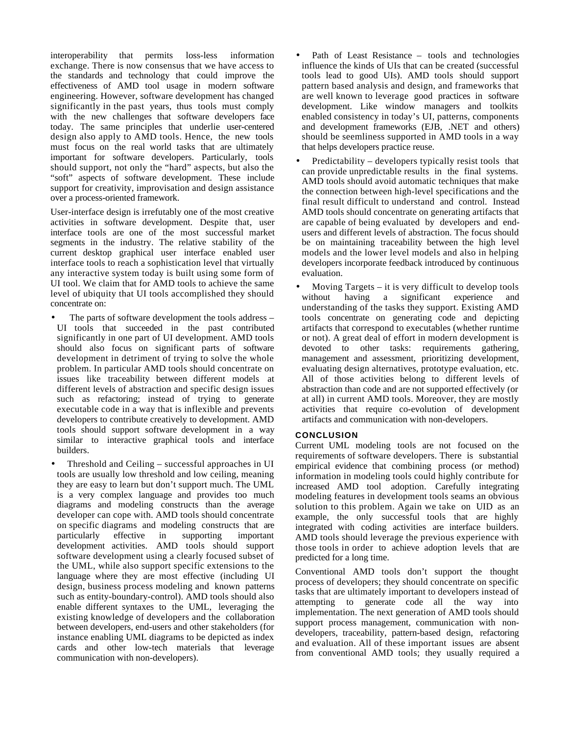interoperability that permits loss-less information exchange. There is now consensus that we have access to the standards and technology that could improve the effectiveness of AMD tool usage in modern software engineering. However, software development has changed significantly in the past years, thus tools must comply with the new challenges that software developers face today. The same principles that underlie user-centered design also apply to AMD tools. Hence, the new tools must focus on the real world tasks that are ultimately important for software developers. Particularly, tools should support, not only the "hard" aspects, but also the "soft" aspects of software development. These include support for creativity, improvisation and design assistance over a process-oriented framework.

User-interface design is irrefutably one of the most creative activities in software development. Despite that, user interface tools are one of the most successful market segments in the industry. The relative stability of the current desktop graphical user interface enabled user interface tools to reach a sophistication level that virtually any interactive system today is built using some form of UI tool. We claim that for AMD tools to achieve the same level of ubiquity that UI tools accomplished they should concentrate on:

- The parts of software development the tools address – UI tools that succeeded in the past contributed significantly in one part of UI development. AMD tools should also focus on significant parts of software development in detriment of trying to solve the whole problem. In particular AMD tools should concentrate on issues like traceability between different models at different levels of abstraction and specific design issues such as refactoring; instead of trying to generate executable code in a way that is inflexible and prevents developers to contribute creatively to development. AMD tools should support software development in a way similar to interactive graphical tools and interface builders.
- Threshold and Ceiling – successful approaches in UI tools are usually low threshold and low ceiling, meaning they are easy to learn but don't support much. The UML is a very complex language and provides too much diagrams and modeling constructs than the average developer can cope with. AMD tools should concentrate on specific diagrams and modeling constructs that are particularly effective in supporting important development activities. AMD tools should support software development using a clearly focused subset of the UML, while also support specific extensions to the language where they are most effective (including UI design, business process modeling and known patterns such as entity-boundary-control). AMD tools should also enable different syntaxes to the UML, leveraging the existing knowledge of developers and the collaboration between developers, end-users and other stakeholders (for instance enabling UML diagrams to be depicted as index cards and other low-tech materials that leverage communication with non-developers).
- Path of Least Resistance – tools and technologies influence the kinds of UIs that can be created (successful tools lead to good UIs). AMD tools should support pattern based analysis and design, and frameworks that are well known to leverage good practices in software development. Like window managers and toolkits enabled consistency in today's UI, patterns, components and development frameworks (EJB, .NET and others) should be seemliness supported in AMD tools in a way that helps developers practice reuse.
- Predictability – developers typically resist tools that can provide unpredictable results in the final systems. AMD tools should avoid automatic techniques that make the connection between high-level specifications and the final result difficult to understand and control. Instead AMD tools should concentrate on generating artifacts that are capable of being evaluated by developers and end-users and different levels of abstraction. The focus should be on maintaining traceability between the high level models and the lower level models and also in helping developers incorporate feedback introduced by continuous evaluation.
- Moving Targets – it is very difficult to develop tools without having a significant experience and understanding of the tasks they support. Existing AMD tools concentrate on generating code and depicting artifacts that correspond to executables (whether runtime or not). A great deal of effort in modern development is devoted to other tasks: requirements gathering, management and assessment, prioritizing development, evaluating design alternatives, prototype evaluation, etc. All of those activities belong to different levels of abstraction than code and are not supported effectively (or at all) in current AMD tools. Moreover, they are mostly activities that require co-evolution of development artifacts and communication with non-developers.

## CONCLUSION

Current UML modeling tools are not focused on the requirements of software developers. There is substantial empirical evidence that combining process (or method) information in modeling tools could highly contribute for increased AMD tool adoption. Carefully integrating modeling features in development tools seams an obvious solution to this problem. Again we take on UID as an example, the only successful tools that are highly integrated with coding activities are interface builders. AMD tools should leverage the previous experience with those tools in order to achieve adoption levels that are predicted for a long time.

Conventional AMD tools don't support the thought process of developers; they should concentrate on specific tasks that are ultimately important to developers instead of attempting to generate code all the way into implementation. The next generation of AMD tools should support process management, communication with non-developers, traceability, pattern-based design, refactoring and evaluation. All of these important issues are absent from conventional AMD tools; they usually required a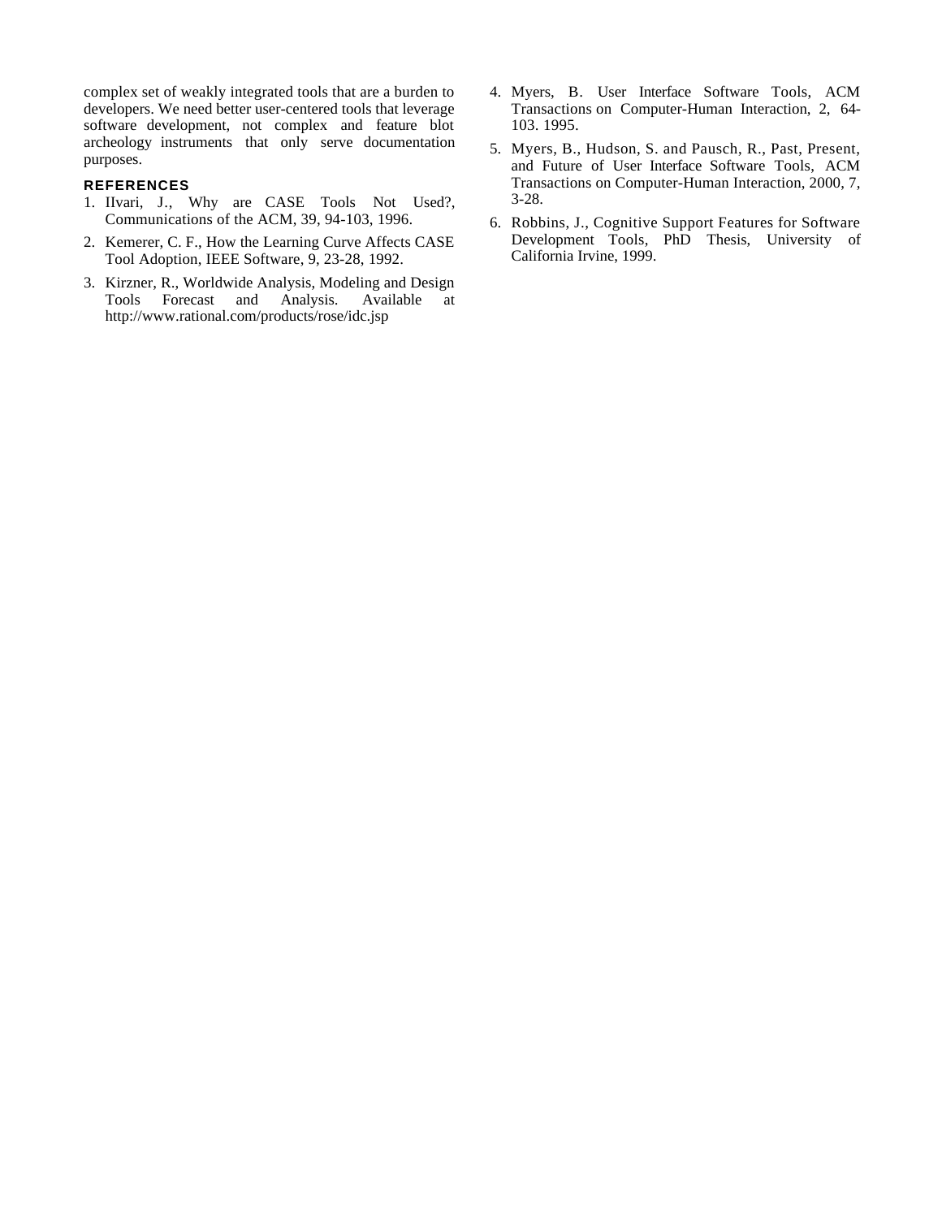complex set of weakly integrated tools that are a burden to developers. We need better user-centered tools that leverage software development, not complex and feature blot archeology instruments that only serve documentation purposes.

## REFERENCES

1. IIvari, J., Why are CASE Tools Not Used?, Communications of the ACM, 39, 94-103, 1996.
2. Kemerer, C. F., How the Learning Curve Affects CASE Tool Adoption, IEEE Software, 9, 23-28, 1992.
3. Kirzner, R., Worldwide Analysis, Modeling and Design Tools Forecast and Analysis. Available at http://www.rational.com/products/rose/idc.jsp
4. Myers, B. User Interface Software Tools, ACM Transactions on Computer-Human Interaction, 2, 64-103. 1995.
5. Myers, B., Hudson, S. and Pausch, R., Past, Present, and Future of User Interface Software Tools, ACM Transactions on Computer-Human Interaction, 2000, 7, 3-28.
6. Robbins, J., Cognitive Support Features for Software Development Tools, PhD Thesis, University of California Irvine, 1999.